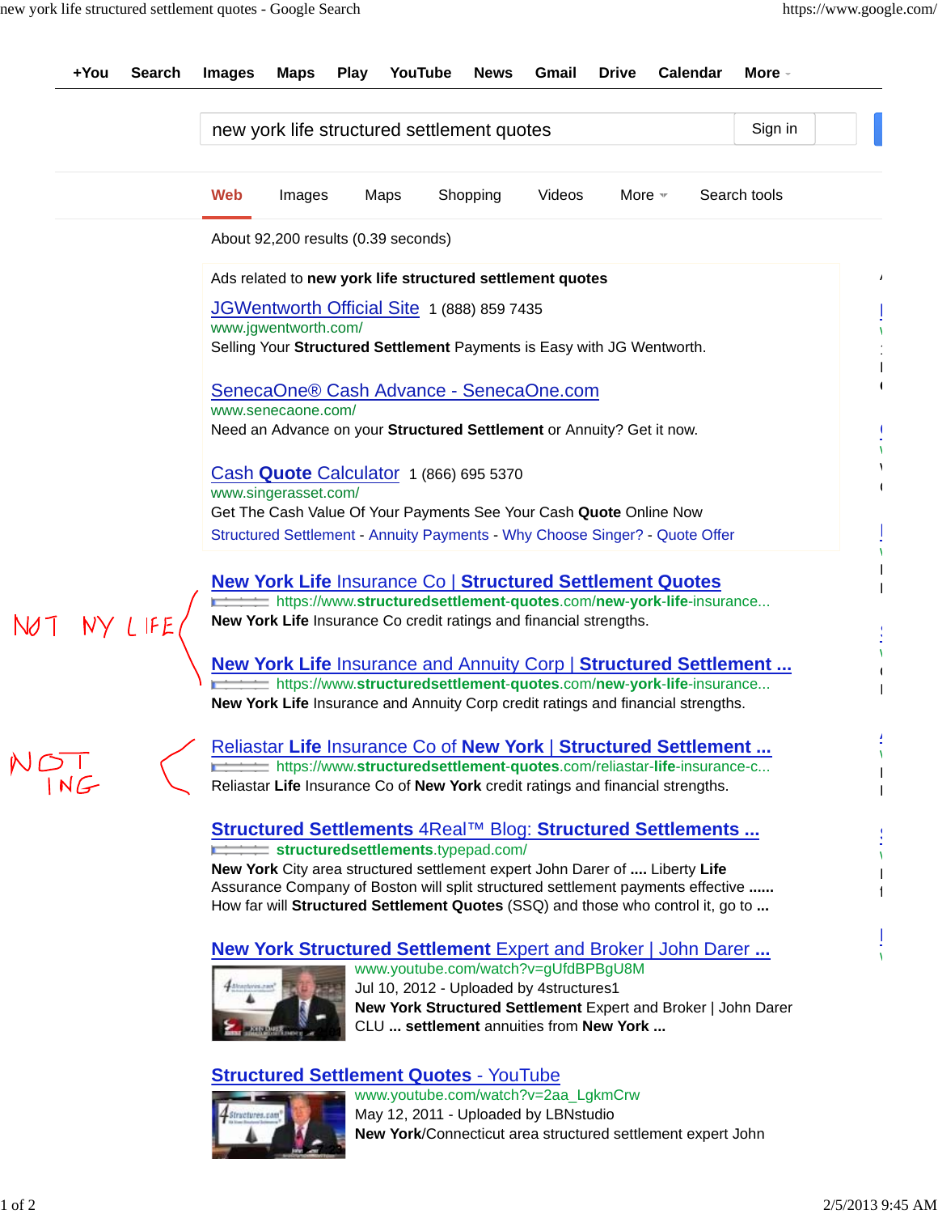+You Search Images Maps Play YouTube News Gmail Drive Calendar More

new york life structured settlement quotes

Sign in

Web Images Maps Shopping Videos More Search tools

About 92,200 results (0.39 seconds)

Ads related to **new york life structured settlement quotes**

[JGWentworth Official Site](www.jgwentworth.com/) 1 (888) 859 7435
www.jgwentworth.com/
Selling Your **Structured Settlement** Payments is Easy with JG Wentworth.

[SenecaOne® Cash Advance - SenecaOne.com](www.senecaone.com/)
www.senecaone.com/
Need an Advance on your **Structured Settlement** or Annuity? Get it now.

[Cash **Quote** Calculator](www.singerasset.com/) 1 (866) 695 5370
www.singerasset.com/
Get The Cash Value Of Your Payments See Your Cash **Quote** Online Now
Structured Settlement - Annuity Payments - Why Choose Singer? - Quote Offer

NOT NY LIFE

**[New York Life Insurance Co | Structured Settlement Quotes]**
https://www.**structuredsettlement-quotes**.com/**new-york-life**-insurance...
**New York Life** Insurance Co credit ratings and financial strengths.

**[New York Life Insurance and Annuity Corp | Structured Settlement ...]**
https://www.**structuredsettlement-quotes**.com/**new-york-life**-insurance...
**New York Life** Insurance and Annuity Corp credit ratings and financial strengths.

NOT ING

**[Reliastar Life Insurance Co of New York | Structured Settlement ...]**
https://www.**structuredsettlement-quotes**.com/reliastar-**life**-insurance-c...
Reliastar **Life** Insurance Co of **New York** credit ratings and financial strengths.

**[Structured Settlements 4Real™ Blog: Structured Settlements ...]**
**structuredsettlements**.typepad.com/
**New York** City area structured settlement expert John Darer of **....** Liberty **Life** Assurance Company of Boston will split structured settlement payments effective **......** How far will **Structured Settlement Quotes** (SSQ) and those who control it, go to **...**

**[New York Structured Settlement Expert and Broker | John Darer ...]**
www.youtube.com/watch?v=gUfdBPBgU8M
Jul 10, 2012 - Uploaded by 4structures1
**New York Structured Settlement** Expert and Broker | John Darer CLU **... settlement** annuities from **New York ...**

**[Structured Settlement Quotes - YouTube]**
www.youtube.com/watch?v=2aa_LgkmCrw
May 12, 2011 - Uploaded by LBNstudio
**New York**/Connecticut area structured settlement expert John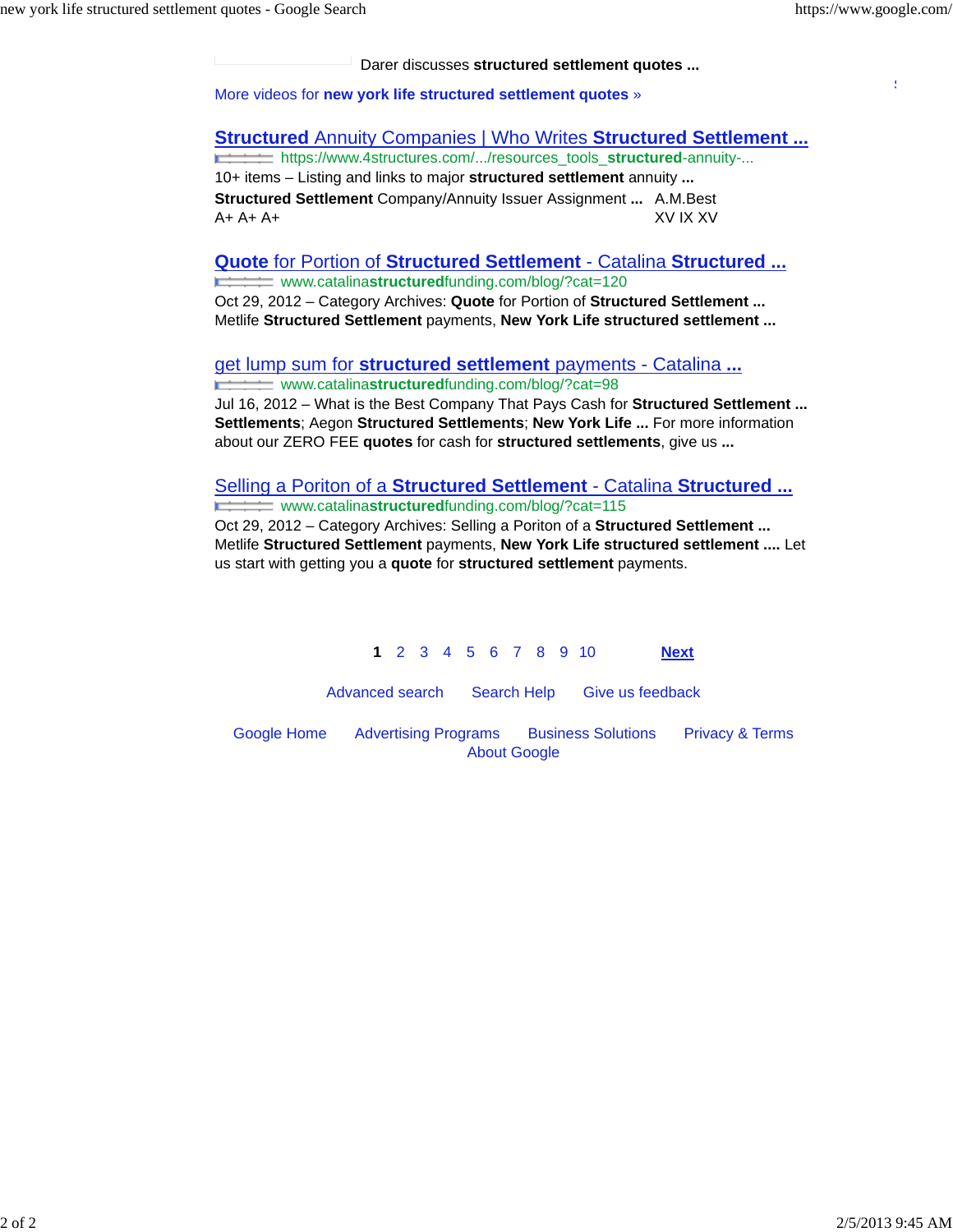Darer discusses **structured settlement quotes ...**

More videos for **new york life structured settlement quotes** »

**Structured** Annuity Companies | Who Writes **Structured Settlement ...**

https://www.4structures.com/.../resources_tools_**structured**-annuity-...

10+ items – Listing and links to major **structured settlement** annuity **...**

| | |
|---|---|
| **Structured Settlement** Company/Annuity Issuer Assignment **...** | A.M.Best |
| A+ A+ A+ | XV IX XV |

**Quote** for Portion of **Structured Settlement** - Catalina **Structured ...**

www.catalina**structured**funding.com/blog/?cat=120

Oct 29, 2012 – Category Archives: **Quote** for Portion of **Structured Settlement ...** Metlife **Structured Settlement** payments, **New York Life structured settlement ...**

get lump sum for **structured settlement** payments - Catalina **...**

www.catalina**structured**funding.com/blog/?cat=98

Jul 16, 2012 – What is the Best Company That Pays Cash for **Structured Settlement ... Settlements**; Aegon **Structured Settlements**; **New York Life ...** For more information about our ZERO FEE **quotes** for cash for **structured settlements**, give us **...**

Selling a Poriton of a **Structured Settlement** - Catalina **Structured ...**

www.catalina**structured**funding.com/blog/?cat=115

Oct 29, 2012 – Category Archives: Selling a Poriton of a **Structured Settlement ...** Metlife **Structured Settlement** payments, **New York Life structured settlement ....** Let us start with getting you a **quote** for **structured settlement** payments.

**1** 2 3 4 5 6 7 8 9 10 **Next**

Advanced search Search Help Give us feedback

Google Home Advertising Programs Business Solutions Privacy & Terms About Google